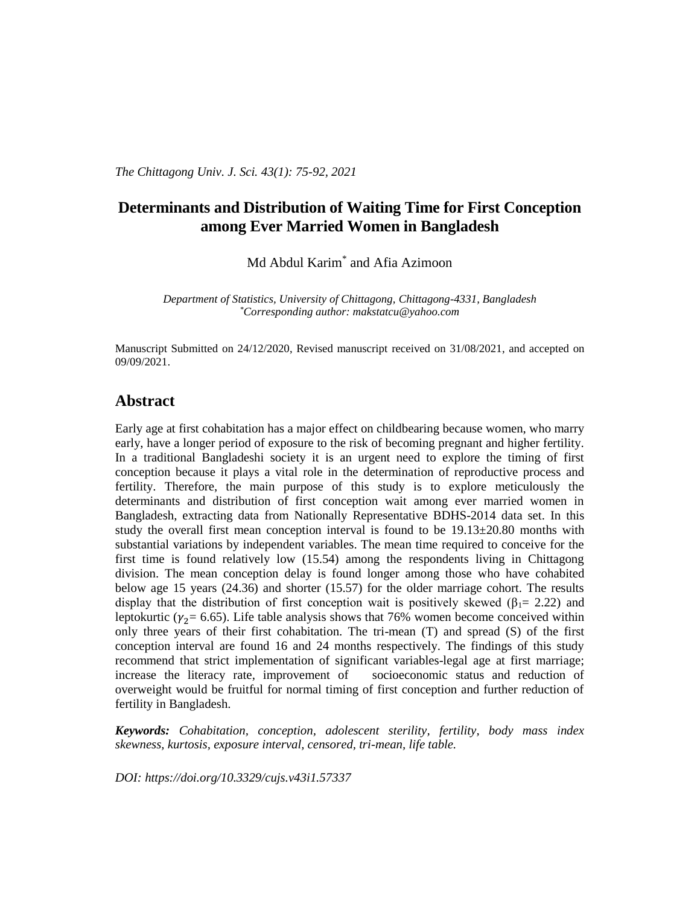# Determinants and Distribution of Waiting Time for First Conception among Ever Married Women in Bangladesh

Md Abdul Karim* and Afia Azimoon

*Department of Statistics, University of Chittagong, Chittagong-4331, Bangladesh*
*\*Corresponding author: makstatcu@yahoo.com*

Manuscript Submitted on 24/12/2020, Revised manuscript received on 31/08/2021, and accepted on 09/09/2021.

## Abstract

Early age at first cohabitation has a major effect on childbearing because women, who marry early, have a longer period of exposure to the risk of becoming pregnant and higher fertility. In a traditional Bangladeshi society it is an urgent need to explore the timing of first conception because it plays a vital role in the determination of reproductive process and fertility. Therefore, the main purpose of this study is to explore meticulously the determinants and distribution of first conception wait among ever married women in Bangladesh, extracting data from Nationally Representative BDHS-2014 data set. In this study the overall first mean conception interval is found to be 19.13±20.80 months with substantial variations by independent variables. The mean time required to conceive for the first time is found relatively low (15.54) among the respondents living in Chittagong division. The mean conception delay is found longer among those who have cohabited below age 15 years (24.36) and shorter (15.57) for the older marriage cohort. The results display that the distribution of first conception wait is positively skewed ($\beta_1$= 2.22) and leptokurtic ($\gamma_2$= 6.65). Life table analysis shows that 76% women become conceived within only three years of their first cohabitation. The tri-mean (T) and spread (S) of the first conception interval are found 16 and 24 months respectively. The findings of this study recommend that strict implementation of significant variables-legal age at first marriage; increase the literacy rate, improvement of socioeconomic status and reduction of overweight would be fruitful for normal timing of first conception and further reduction of fertility in Bangladesh.

***Keywords:*** *Cohabitation, conception, adolescent sterility, fertility, body mass index skewness, kurtosis, exposure interval, censored, tri-mean, life table.*

*DOI: https://doi.org/10.3329/cujs.v43i1.57337*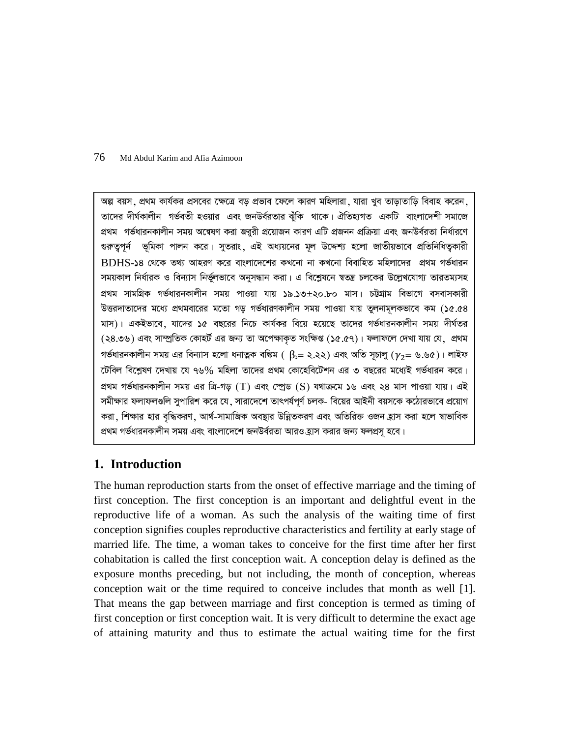অল্প বয়স, প্রথম কার্যকর প্রসবের ক্ষেত্রে বড় প্রভাব ফেলে কারণ মহিলারা, যারা খুব তাড়াতাড়ি বিবাহ করেন, তাদের দীর্ঘকালীন গর্ভবতী হওয়ার এবং জনউর্বরতার ঝুঁকি থাকে। ঐতিহ্যগত একটি বাংলাদেশী সমাজে প্রথম গর্ভধারনকালীন সময় অন্বেষণ করা জরুরী প্রয়োজন কারণ এটি প্রজনন প্রক্রিয়া এবং জনউর্বরতা নির্ধারণে গুরুত্বপূর্ন ভূমিকা পালন করে। সুতরাং, এই অধ্যয়নের মূল উদ্দেশ্য হলো জাতীয়ভাবে প্রতিনিধিত্বকারী BDHS-১৪ থেকে তথ্য আহরণ করে বাংলাদেশের কখনো না কখনো বিবাহিত মহিলাদের প্রথম গর্ভধারন সময়কাল নির্ধারক ও বিন্যাস নির্ভুলভাবে অনুসন্ধান করা। এ বিশ্লেষনে স্বতন্ত্র চলকের উল্লেখযোগ্য তারতম্যসহ প্রথম সামগ্রিক গর্ভধারনকালীন সময় পাওয়া যায় ১৯.১৩±২০.৮০ মাস। চট্টগ্রাম বিভাগে বসবাসকারী উত্তরদাতাদের মধ্যে প্রথমবারের মতো গড় গর্ভধারণকালীন সময় পাওয়া যায় তুলনামূলকভাবে কম (১৫.৫৪ মাস)। একইভাবে, যাদের ১৫ বছরের নিচে কার্যকর বিয়ে হয়েছে তাদের গর্ভধারনকালীন সময় দীর্ঘতর (২৪.৩৬) এবং সাম্প্রতিক কোহর্ট এর জন্য তা অপেক্ষাকৃত সংক্ষিপ্ত (১৫.৫৭)। ফলাফলে দেখা যায় যে, প্রথম গর্ভধারনকালীন সময় এর বিন্যাস হলো ধনাত্মক বঙ্কিম ( $\beta_1$= ২.২২) এবং অতি সূচালু ($\gamma_2$= ৬.৬৫)। লাইফ টেবিল বিশ্লেষণ দেখায় যে ৭৬% মহিলা তাদের প্রথম কোহেবিটেশন এর ৩ বছরের মধ্যেই গর্ভধারন করে। প্রথম গর্ভধারনকালীন সময় এর ত্রি-গড় (T) এবং স্প্রেড (S) যথাক্রমে ১৬ এবং ২৪ মাস পাওয়া যায়। এই সমীক্ষার ফলাফলগুলি সুপারিশ করে যে, সারাদেশে তাৎপর্যপূর্ণ চলক- বিয়ের আইনী বয়সকে কঠোরভাবে প্রয়োগ করা, শিক্ষার হার বৃদ্ধিকরণ, আর্থ-সামাজিক অবস্থার উন্নিতকরণ এবং অতিরিক্ত ওজন হ্রাস করা হলে স্বাভাবিক প্রথম গর্ভধারনকালীন সময় এবং বাংলাদেশে জনউর্বরতা আরও হ্রাস করার জন্য ফলপ্রসূ হবে।

## 1. Introduction

The human reproduction starts from the onset of effective marriage and the timing of first conception. The first conception is an important and delightful event in the reproductive life of a woman. As such the analysis of the waiting time of first conception signifies couples reproductive characteristics and fertility at early stage of married life. The time, a woman takes to conceive for the first time after her first cohabitation is called the first conception wait. A conception delay is defined as the exposure months preceding, but not including, the month of conception, whereas conception wait or the time required to conceive includes that month as well [1]. That means the gap between marriage and first conception is termed as timing of first conception or first conception wait. It is very difficult to determine the exact age of attaining maturity and thus to estimate the actual waiting time for the first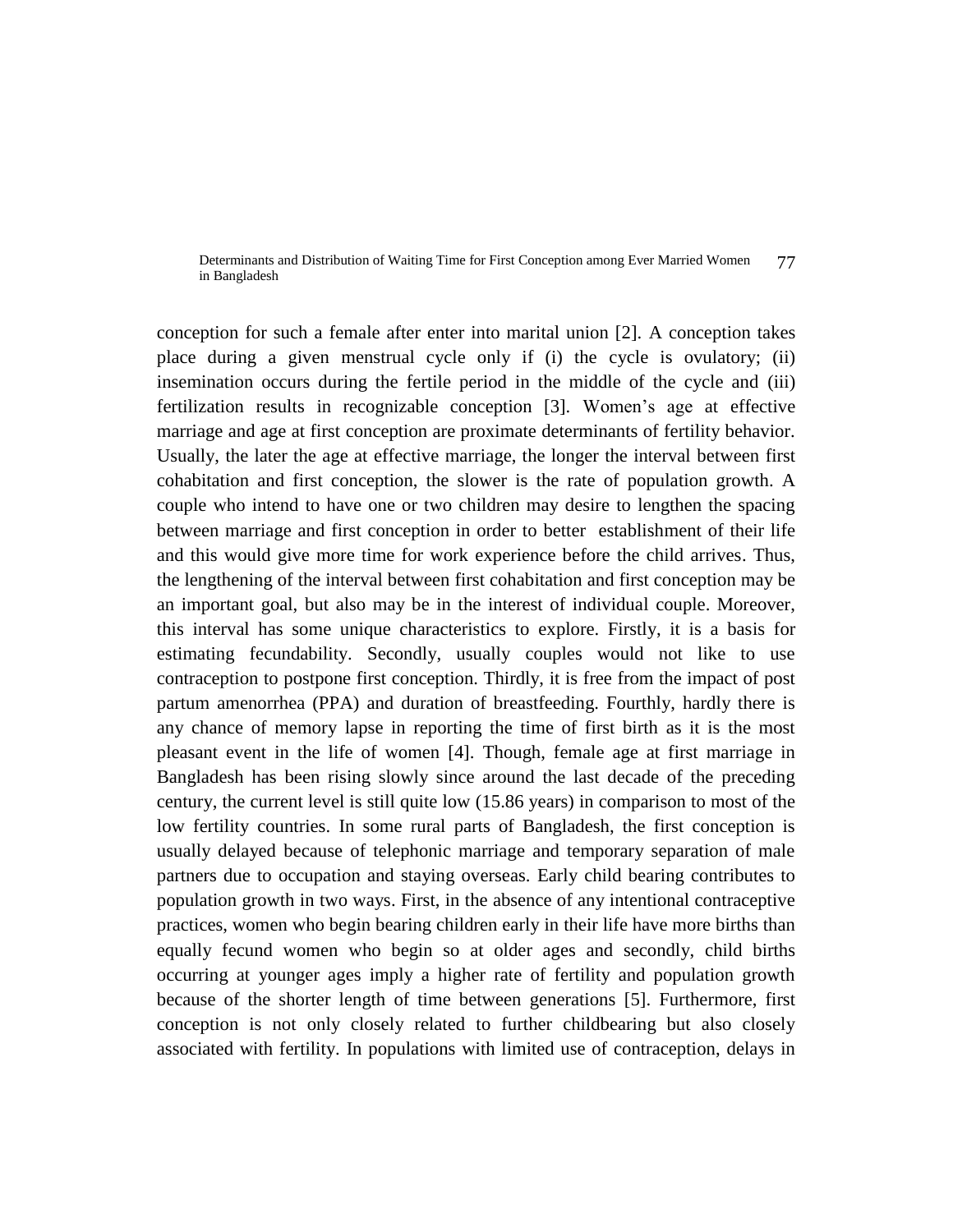conception for such a female after enter into marital union [2]. A conception takes place during a given menstrual cycle only if (i) the cycle is ovulatory; (ii) insemination occurs during the fertile period in the middle of the cycle and (iii) fertilization results in recognizable conception [3]. Women's age at effective marriage and age at first conception are proximate determinants of fertility behavior. Usually, the later the age at effective marriage, the longer the interval between first cohabitation and first conception, the slower is the rate of population growth. A couple who intend to have one or two children may desire to lengthen the spacing between marriage and first conception in order to better establishment of their life and this would give more time for work experience before the child arrives. Thus, the lengthening of the interval between first cohabitation and first conception may be an important goal, but also may be in the interest of individual couple. Moreover, this interval has some unique characteristics to explore. Firstly, it is a basis for estimating fecundability. Secondly, usually couples would not like to use contraception to postpone first conception. Thirdly, it is free from the impact of post partum amenorrhea (PPA) and duration of breastfeeding. Fourthly, hardly there is any chance of memory lapse in reporting the time of first birth as it is the most pleasant event in the life of women [4]. Though, female age at first marriage in Bangladesh has been rising slowly since around the last decade of the preceding century, the current level is still quite low (15.86 years) in comparison to most of the low fertility countries. In some rural parts of Bangladesh, the first conception is usually delayed because of telephonic marriage and temporary separation of male partners due to occupation and staying overseas. Early child bearing contributes to population growth in two ways. First, in the absence of any intentional contraceptive practices, women who begin bearing children early in their life have more births than equally fecund women who begin so at older ages and secondly, child births occurring at younger ages imply a higher rate of fertility and population growth because of the shorter length of time between generations [5]. Furthermore, first conception is not only closely related to further childbearing but also closely associated with fertility. In populations with limited use of contraception, delays in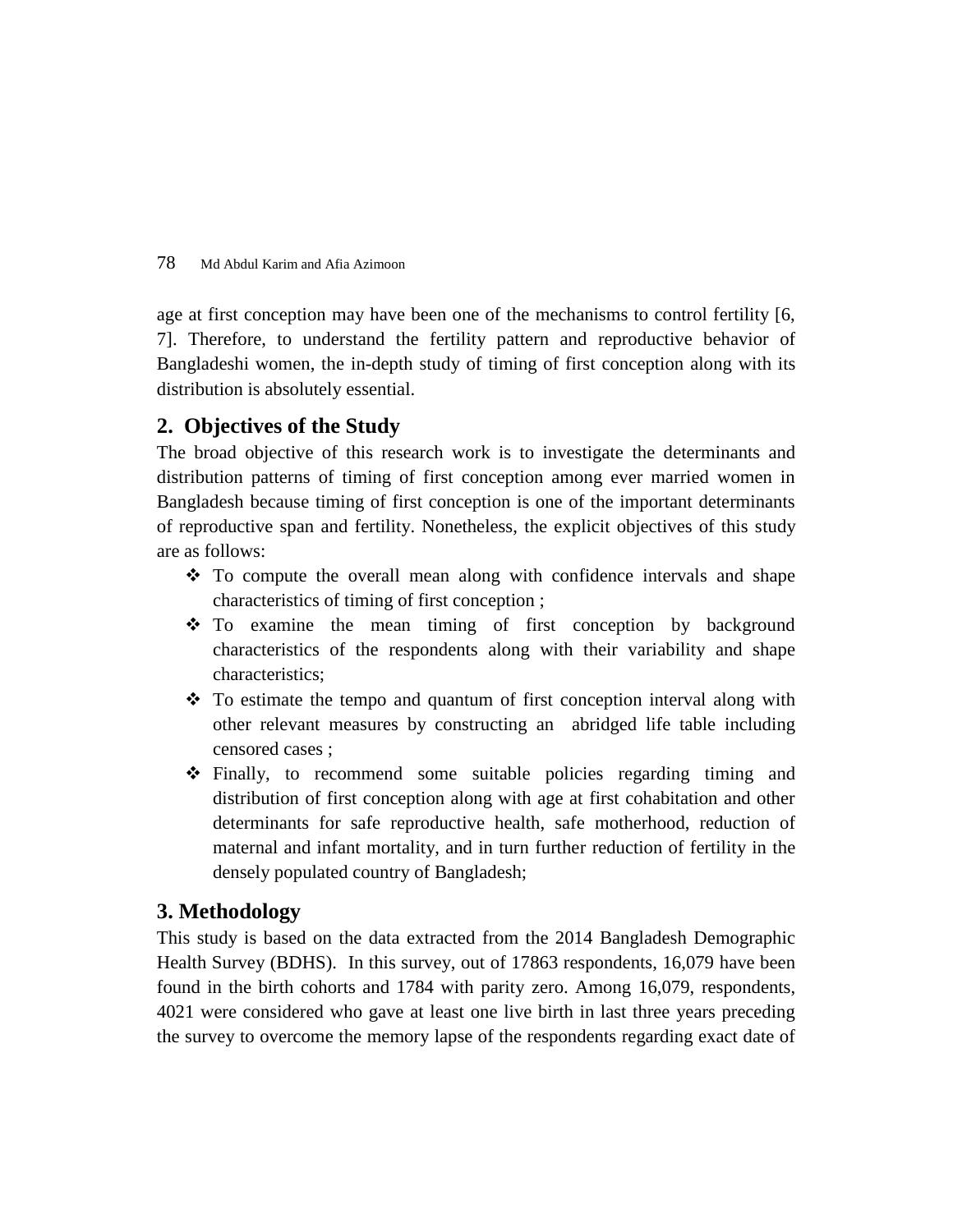age at first conception may have been one of the mechanisms to control fertility [6, 7]. Therefore, to understand the fertility pattern and reproductive behavior of Bangladeshi women, the in-depth study of timing of first conception along with its distribution is absolutely essential.

## 2. Objectives of the Study

The broad objective of this research work is to investigate the determinants and distribution patterns of timing of first conception among ever married women in Bangladesh because timing of first conception is one of the important determinants of reproductive span and fertility. Nonetheless, the explicit objectives of this study are as follows:

- To compute the overall mean along with confidence intervals and shape characteristics of timing of first conception ;
- To examine the mean timing of first conception by background characteristics of the respondents along with their variability and shape characteristics;
- To estimate the tempo and quantum of first conception interval along with other relevant measures by constructing an abridged life table including censored cases ;
- Finally, to recommend some suitable policies regarding timing and distribution of first conception along with age at first cohabitation and other determinants for safe reproductive health, safe motherhood, reduction of maternal and infant mortality, and in turn further reduction of fertility in the densely populated country of Bangladesh;

## 3. Methodology

This study is based on the data extracted from the 2014 Bangladesh Demographic Health Survey (BDHS). In this survey, out of 17863 respondents, 16,079 have been found in the birth cohorts and 1784 with parity zero. Among 16,079, respondents, 4021 were considered who gave at least one live birth in last three years preceding the survey to overcome the memory lapse of the respondents regarding exact date of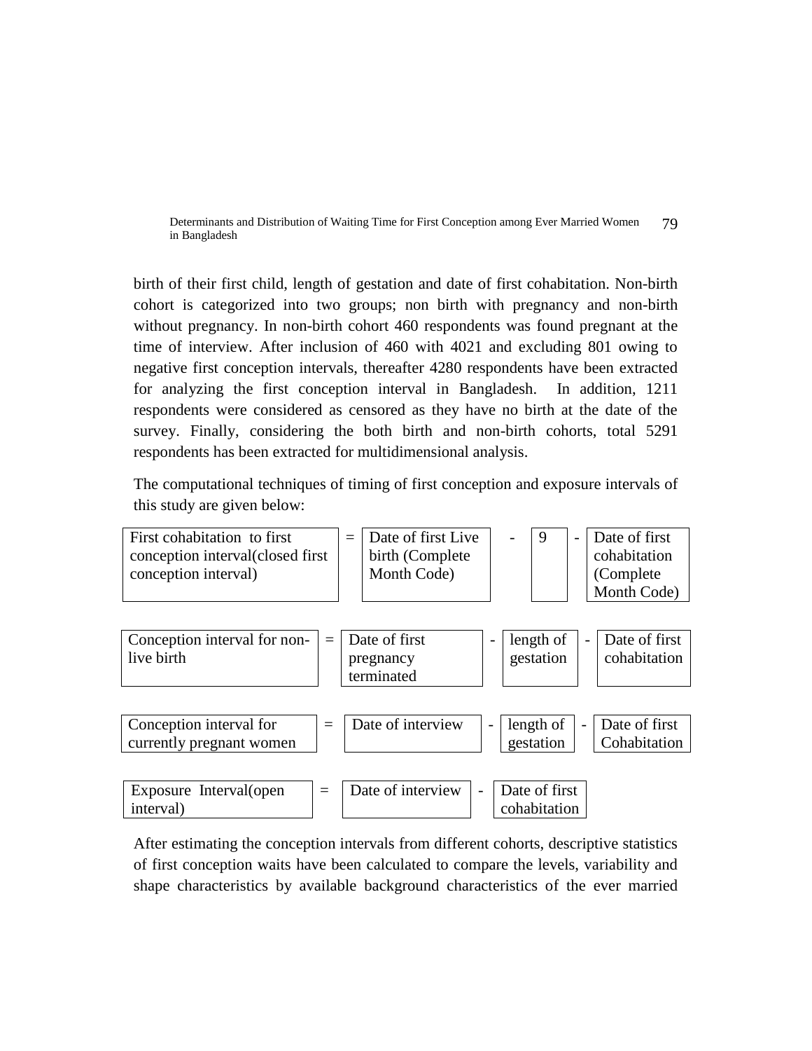birth of their first child, length of gestation and date of first cohabitation. Non-birth cohort is categorized into two groups; non birth with pregnancy and non-birth without pregnancy. In non-birth cohort 460 respondents was found pregnant at the time of interview. After inclusion of 460 with 4021 and excluding 801 owing to negative first conception intervals, thereafter 4280 respondents have been extracted for analyzing the first conception interval in Bangladesh. In addition, 1211 respondents were considered as censored as they have no birth at the date of the survey. Finally, considering the both birth and non-birth cohorts, total 5291 respondents has been extracted for multidimensional analysis.

The computational techniques of timing of first conception and exposure intervals of this study are given below:

| First cohabitation to first conception interval(closed first conception interval) | = | Date of first Live birth (Complete Month Code) | - | 9 | - | Date of first cohabitation (Complete Month Code) |
|---|---|---|---|---|---|---|

| Conception interval for non-live birth | = | Date of first pregnancy terminated | - | length of gestation | - | Date of first cohabitation |
|---|---|---|---|---|---|---|

| Conception interval for currently pregnant women | = | Date of interview | - | length of gestation | - | Date of first Cohabitation |
|---|---|---|---|---|---|---|

| Exposure Interval(open interval) | = | Date of interview | - | Date of first cohabitation |
|---|---|---|---|---|

After estimating the conception intervals from different cohorts, descriptive statistics of first conception waits have been calculated to compare the levels, variability and shape characteristics by available background characteristics of the ever married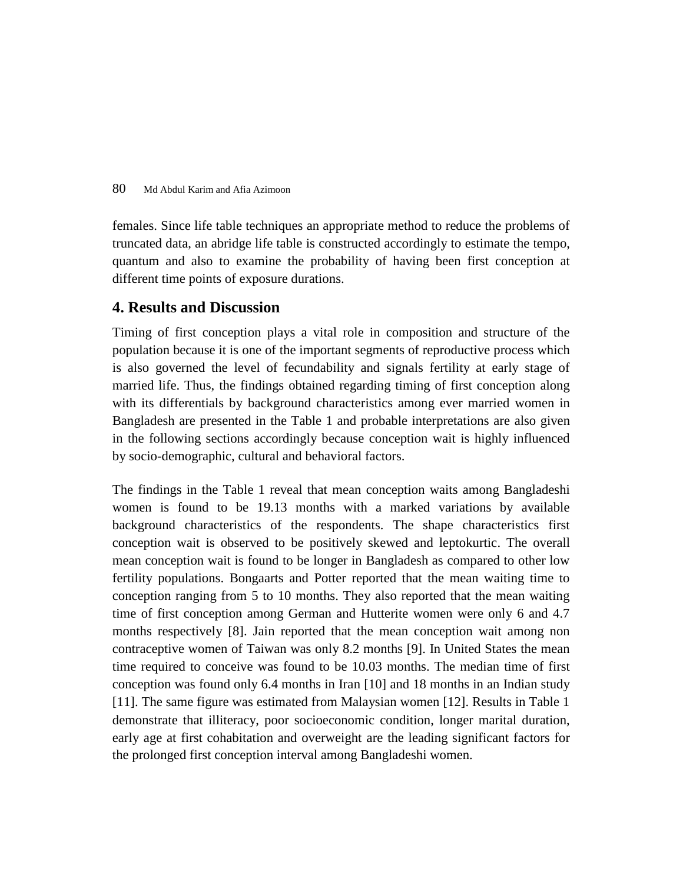females. Since life table techniques an appropriate method to reduce the problems of truncated data, an abridge life table is constructed accordingly to estimate the tempo, quantum and also to examine the probability of having been first conception at different time points of exposure durations.

## 4. Results and Discussion

Timing of first conception plays a vital role in composition and structure of the population because it is one of the important segments of reproductive process which is also governed the level of fecundability and signals fertility at early stage of married life. Thus, the findings obtained regarding timing of first conception along with its differentials by background characteristics among ever married women in Bangladesh are presented in the Table 1 and probable interpretations are also given in the following sections accordingly because conception wait is highly influenced by socio-demographic, cultural and behavioral factors.

The findings in the Table 1 reveal that mean conception waits among Bangladeshi women is found to be 19.13 months with a marked variations by available background characteristics of the respondents. The shape characteristics first conception wait is observed to be positively skewed and leptokurtic. The overall mean conception wait is found to be longer in Bangladesh as compared to other low fertility populations. Bongaarts and Potter reported that the mean waiting time to conception ranging from 5 to 10 months. They also reported that the mean waiting time of first conception among German and Hutterite women were only 6 and 4.7 months respectively [8]. Jain reported that the mean conception wait among non contraceptive women of Taiwan was only 8.2 months [9]. In United States the mean time required to conceive was found to be 10.03 months. The median time of first conception was found only 6.4 months in Iran [10] and 18 months in an Indian study [11]. The same figure was estimated from Malaysian women [12]. Results in Table 1 demonstrate that illiteracy, poor socioeconomic condition, longer marital duration, early age at first cohabitation and overweight are the leading significant factors for the prolonged first conception interval among Bangladeshi women.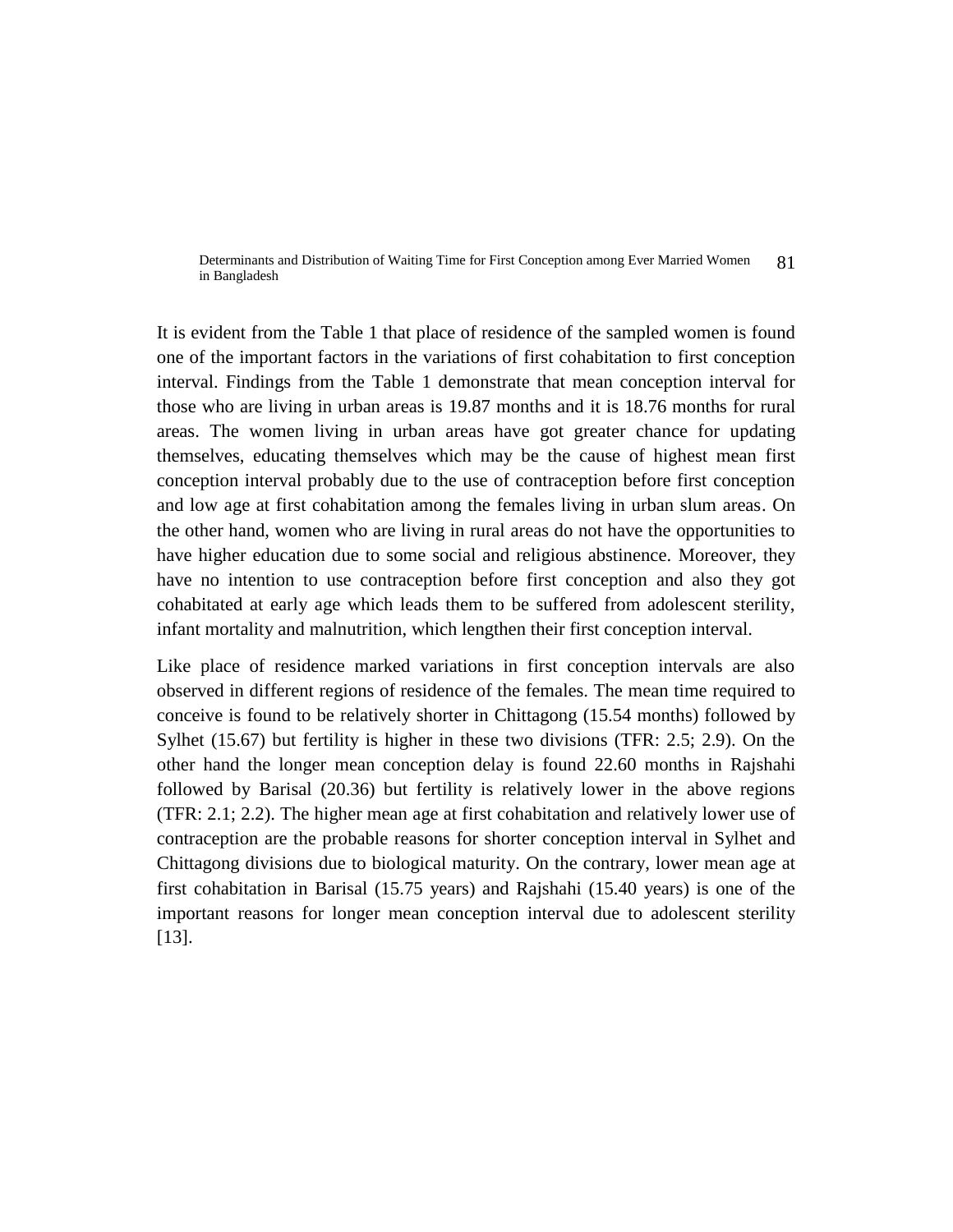It is evident from the Table 1 that place of residence of the sampled women is found one of the important factors in the variations of first cohabitation to first conception interval. Findings from the Table 1 demonstrate that mean conception interval for those who are living in urban areas is 19.87 months and it is 18.76 months for rural areas. The women living in urban areas have got greater chance for updating themselves, educating themselves which may be the cause of highest mean first conception interval probably due to the use of contraception before first conception and low age at first cohabitation among the females living in urban slum areas. On the other hand, women who are living in rural areas do not have the opportunities to have higher education due to some social and religious abstinence. Moreover, they have no intention to use contraception before first conception and also they got cohabitated at early age which leads them to be suffered from adolescent sterility, infant mortality and malnutrition, which lengthen their first conception interval.

Like place of residence marked variations in first conception intervals are also observed in different regions of residence of the females. The mean time required to conceive is found to be relatively shorter in Chittagong (15.54 months) followed by Sylhet (15.67) but fertility is higher in these two divisions (TFR: 2.5; 2.9). On the other hand the longer mean conception delay is found 22.60 months in Rajshahi followed by Barisal (20.36) but fertility is relatively lower in the above regions (TFR: 2.1; 2.2). The higher mean age at first cohabitation and relatively lower use of contraception are the probable reasons for shorter conception interval in Sylhet and Chittagong divisions due to biological maturity. On the contrary, lower mean age at first cohabitation in Barisal (15.75 years) and Rajshahi (15.40 years) is one of the important reasons for longer mean conception interval due to adolescent sterility [13].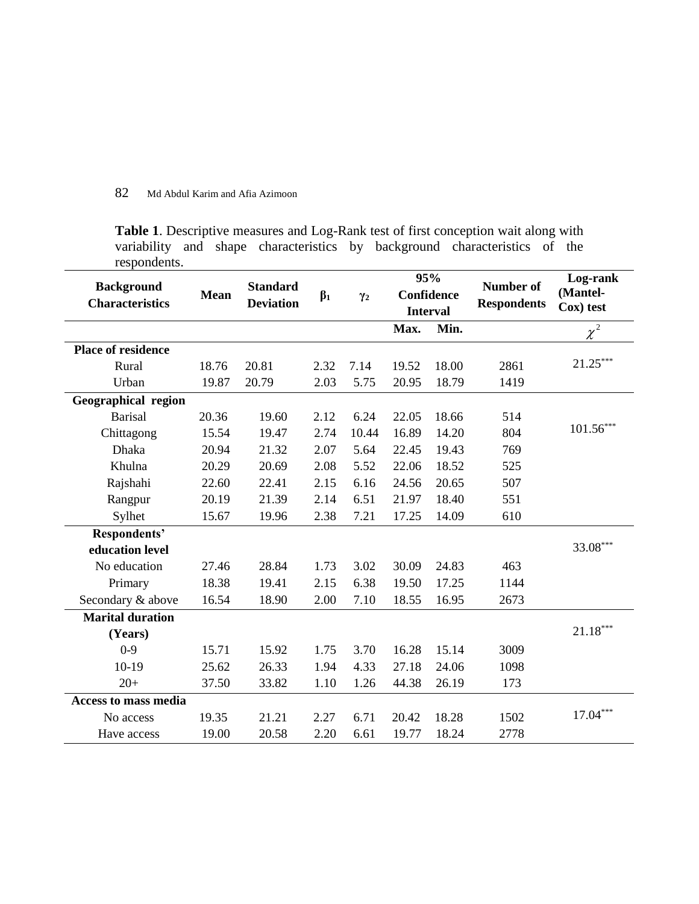**Table 1**. Descriptive measures and Log-Rank test of first conception wait along with variability and shape characteristics by background characteristics of the respondents.

| Background Characteristics | Mean | Standard Deviation | $\beta_1$ | $\gamma_2$ | 95% Confidence Interval | | Number of Respondents | Log-rank (Mantel-Cox) test |
|---|---|---|---|---|---|---|---|---|
| | | | | | Max. | Min. | | $\chi^2$ |
| **Place of residence** | | | | | | | | |
| Rural | 18.76 | 20.81 | 2.32 | 7.14 | 19.52 | 18.00 | 2861 | $21.25^{***}$ |
| Urban | 19.87 | 20.79 | 2.03 | 5.75 | 20.95 | 18.79 | 1419 | |
| **Geographical region** | | | | | | | | |
| Barisal | 20.36 | 19.60 | 2.12 | 6.24 | 22.05 | 18.66 | 514 | $101.56^{***}$ |
| Chittagong | 15.54 | 19.47 | 2.74 | 10.44 | 16.89 | 14.20 | 804 | |
| Dhaka | 20.94 | 21.32 | 2.07 | 5.64 | 22.45 | 19.43 | 769 | |
| Khulna | 20.29 | 20.69 | 2.08 | 5.52 | 22.06 | 18.52 | 525 | |
| Rajshahi | 22.60 | 22.41 | 2.15 | 6.16 | 24.56 | 20.65 | 507 | |
| Rangpur | 20.19 | 21.39 | 2.14 | 6.51 | 21.97 | 18.40 | 551 | |
| Sylhet | 15.67 | 19.96 | 2.38 | 7.21 | 17.25 | 14.09 | 610 | |
| **Respondents' education level** | | | | | | | | $33.08^{***}$ |
| No education | 27.46 | 28.84 | 1.73 | 3.02 | 30.09 | 24.83 | 463 | |
| Primary | 18.38 | 19.41 | 2.15 | 6.38 | 19.50 | 17.25 | 1144 | |
| Secondary & above | 16.54 | 18.90 | 2.00 | 7.10 | 18.55 | 16.95 | 2673 | |
| **Marital duration (Years)** | | | | | | | | $21.18^{***}$ |
| 0-9 | 15.71 | 15.92 | 1.75 | 3.70 | 16.28 | 15.14 | 3009 | |
| 10-19 | 25.62 | 26.33 | 1.94 | 4.33 | 27.18 | 24.06 | 1098 | |
| 20+ | 37.50 | 33.82 | 1.10 | 1.26 | 44.38 | 26.19 | 173 | |
| **Access to mass media** | | | | | | | | |
| No access | 19.35 | 21.21 | 2.27 | 6.71 | 20.42 | 18.28 | 1502 | $17.04^{***}$ |
| Have access | 19.00 | 20.58 | 2.20 | 6.61 | 19.77 | 18.24 | 2778 | |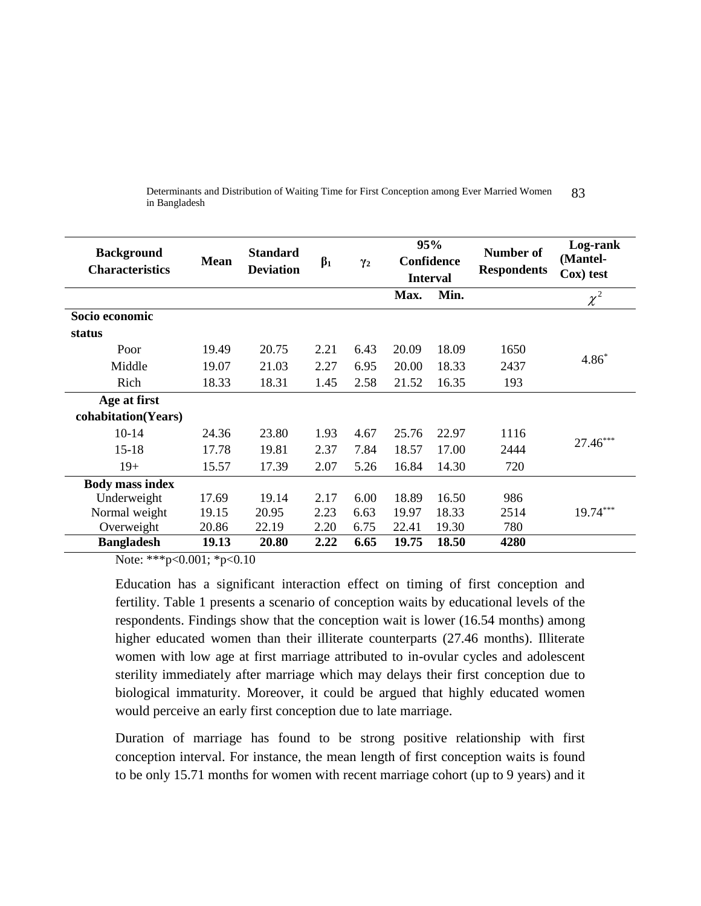| Background Characteristics | Mean | Standard Deviation | $\beta_1$ | $\gamma_2$ | 95% Confidence Interval | | Number of Respondents | Log-rank (Mantel-Cox) test |
|---|---|---|---|---|---|---|---|---|
| | | | | | Max. | Min. | | $\chi^2$ |
| **Socio economic status** | | | | | | | | |
| Poor | 19.49 | 20.75 | 2.21 | 6.43 | 20.09 | 18.09 | 1650 | |
| Middle | 19.07 | 21.03 | 2.27 | 6.95 | 20.00 | 18.33 | 2437 | $4.86^{*}$ |
| Rich | 18.33 | 18.31 | 1.45 | 2.58 | 21.52 | 16.35 | 193 | |
| **Age at first cohabitation(Years)** | | | | | | | | |
| 10-14 | 24.36 | 23.80 | 1.93 | 4.67 | 25.76 | 22.97 | 1116 | |
| 15-18 | 17.78 | 19.81 | 2.37 | 7.84 | 18.57 | 17.00 | 2444 | $27.46^{***}$ |
| 19+ | 15.57 | 17.39 | 2.07 | 5.26 | 16.84 | 14.30 | 720 | |
| **Body mass index** | | | | | | | | |
| Underweight | 17.69 | 19.14 | 2.17 | 6.00 | 18.89 | 16.50 | 986 | |
| Normal weight | 19.15 | 20.95 | 2.23 | 6.63 | 19.97 | 18.33 | 2514 | $19.74^{***}$ |
| Overweight | 20.86 | 22.19 | 2.20 | 6.75 | 22.41 | 19.30 | 780 | |
| **Bangladesh** | **19.13** | **20.80** | **2.22** | **6.65** | **19.75** | **18.50** | **4280** | |

Note: ***p<0.001; *p<0.10

Education has a significant interaction effect on timing of first conception and fertility. Table 1 presents a scenario of conception waits by educational levels of the respondents. Findings show that the conception wait is lower (16.54 months) among higher educated women than their illiterate counterparts (27.46 months). Illiterate women with low age at first marriage attributed to in-ovular cycles and adolescent sterility immediately after marriage which may delays their first conception due to biological immaturity. Moreover, it could be argued that highly educated women would perceive an early first conception due to late marriage.

Duration of marriage has found to be strong positive relationship with first conception interval. For instance, the mean length of first conception waits is found to be only 15.71 months for women with recent marriage cohort (up to 9 years) and it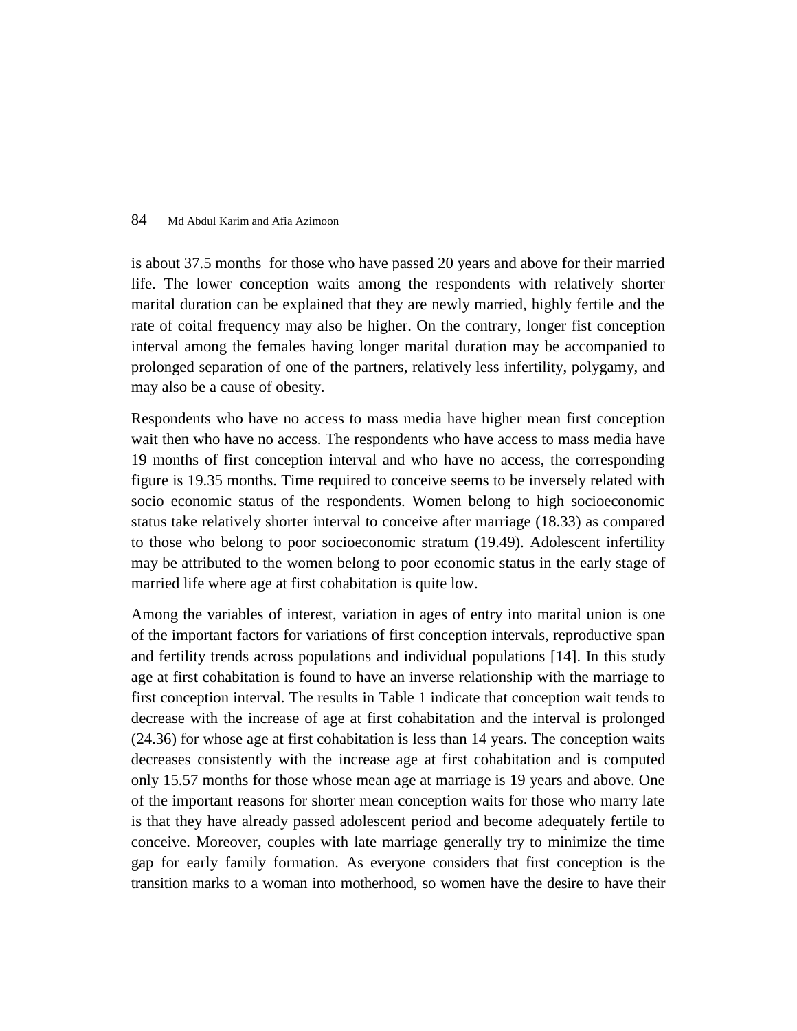is about 37.5 months for those who have passed 20 years and above for their married life. The lower conception waits among the respondents with relatively shorter marital duration can be explained that they are newly married, highly fertile and the rate of coital frequency may also be higher. On the contrary, longer fist conception interval among the females having longer marital duration may be accompanied to prolonged separation of one of the partners, relatively less infertility, polygamy, and may also be a cause of obesity.

Respondents who have no access to mass media have higher mean first conception wait then who have no access. The respondents who have access to mass media have 19 months of first conception interval and who have no access, the corresponding figure is 19.35 months. Time required to conceive seems to be inversely related with socio economic status of the respondents. Women belong to high socioeconomic status take relatively shorter interval to conceive after marriage (18.33) as compared to those who belong to poor socioeconomic stratum (19.49). Adolescent infertility may be attributed to the women belong to poor economic status in the early stage of married life where age at first cohabitation is quite low.

Among the variables of interest, variation in ages of entry into marital union is one of the important factors for variations of first conception intervals, reproductive span and fertility trends across populations and individual populations [14]. In this study age at first cohabitation is found to have an inverse relationship with the marriage to first conception interval. The results in Table 1 indicate that conception wait tends to decrease with the increase of age at first cohabitation and the interval is prolonged (24.36) for whose age at first cohabitation is less than 14 years. The conception waits decreases consistently with the increase age at first cohabitation and is computed only 15.57 months for those whose mean age at marriage is 19 years and above. One of the important reasons for shorter mean conception waits for those who marry late is that they have already passed adolescent period and become adequately fertile to conceive. Moreover, couples with late marriage generally try to minimize the time gap for early family formation. As everyone considers that first conception is the transition marks to a woman into motherhood, so women have the desire to have their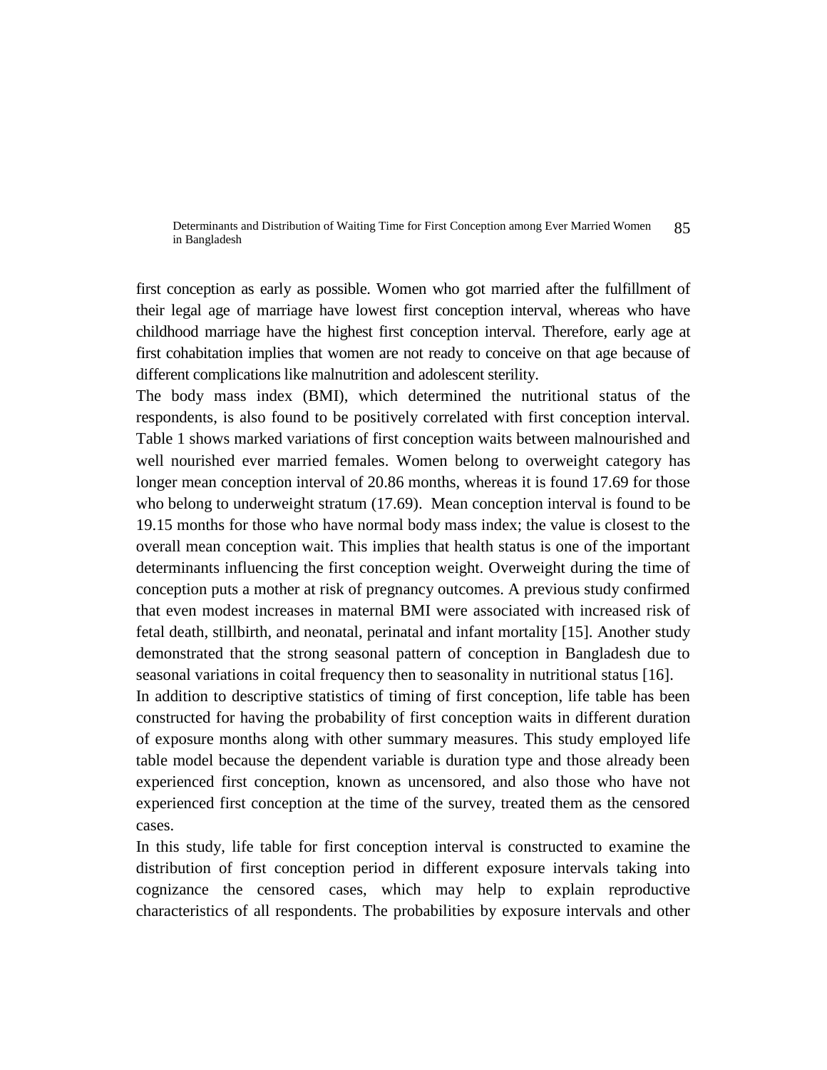first conception as early as possible. Women who got married after the fulfillment of their legal age of marriage have lowest first conception interval, whereas who have childhood marriage have the highest first conception interval. Therefore, early age at first cohabitation implies that women are not ready to conceive on that age because of different complications like malnutrition and adolescent sterility.

The body mass index (BMI), which determined the nutritional status of the respondents, is also found to be positively correlated with first conception interval. Table 1 shows marked variations of first conception waits between malnourished and well nourished ever married females. Women belong to overweight category has longer mean conception interval of 20.86 months, whereas it is found 17.69 for those who belong to underweight stratum (17.69). Mean conception interval is found to be 19.15 months for those who have normal body mass index; the value is closest to the overall mean conception wait. This implies that health status is one of the important determinants influencing the first conception weight. Overweight during the time of conception puts a mother at risk of pregnancy outcomes. A previous study confirmed that even modest increases in maternal BMI were associated with increased risk of fetal death, stillbirth, and neonatal, perinatal and infant mortality [15]. Another study demonstrated that the strong seasonal pattern of conception in Bangladesh due to seasonal variations in coital frequency then to seasonality in nutritional status [16].

In addition to descriptive statistics of timing of first conception, life table has been constructed for having the probability of first conception waits in different duration of exposure months along with other summary measures. This study employed life table model because the dependent variable is duration type and those already been experienced first conception, known as uncensored, and also those who have not experienced first conception at the time of the survey, treated them as the censored cases.

In this study, life table for first conception interval is constructed to examine the distribution of first conception period in different exposure intervals taking into cognizance the censored cases, which may help to explain reproductive characteristics of all respondents. The probabilities by exposure intervals and other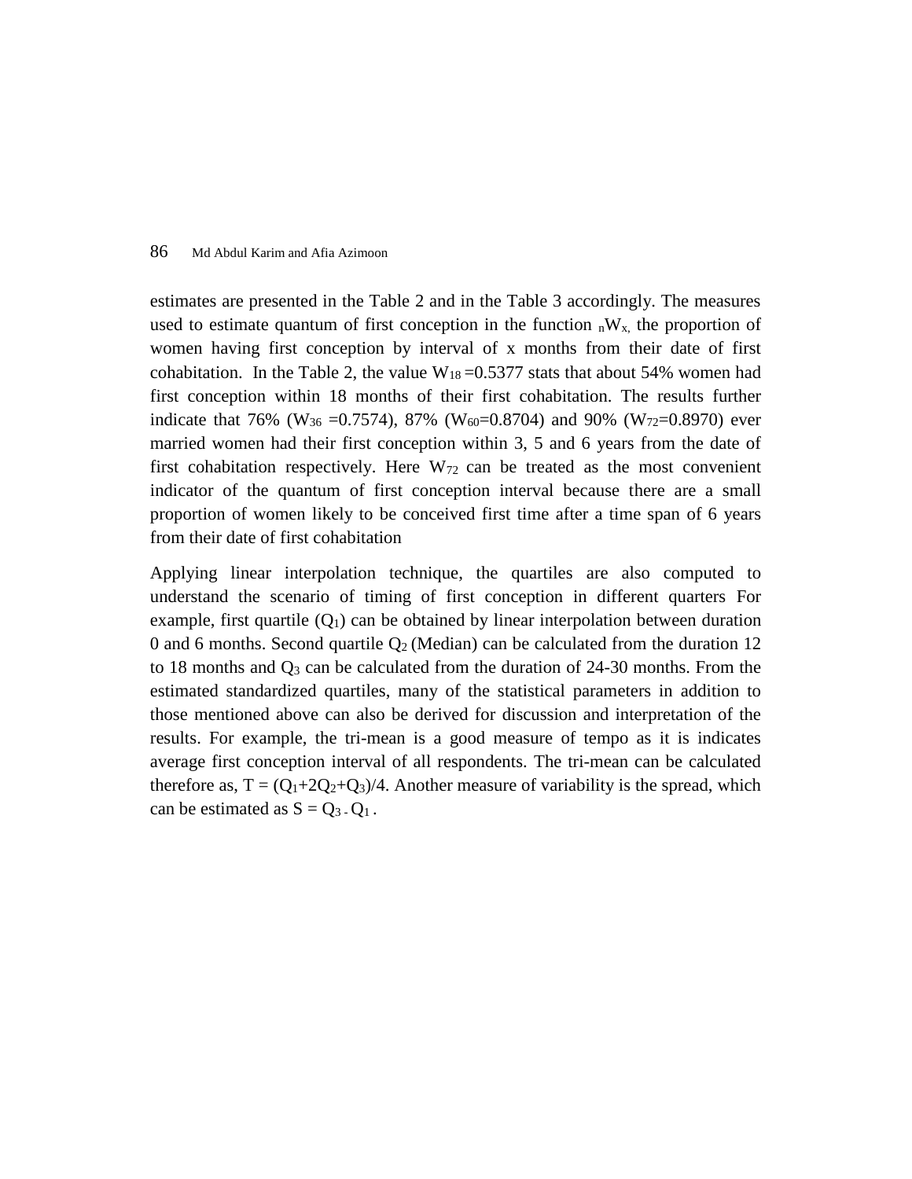estimates are presented in the Table 2 and in the Table 3 accordingly. The measures used to estimate quantum of first conception in the function ${}_nW_{x,}$ the proportion of women having first conception by interval of x months from their date of first cohabitation. In the Table 2, the value $W_{18}$ =0.5377 stats that about 54% women had first conception within 18 months of their first cohabitation. The results further indicate that 76% ($W_{36}$ =0.7574), 87% ($W_{60}$=0.8704) and 90% ($W_{72}$=0.8970) ever married women had their first conception within 3, 5 and 6 years from the date of first cohabitation respectively. Here $W_{72}$ can be treated as the most convenient indicator of the quantum of first conception interval because there are a small proportion of women likely to be conceived first time after a time span of 6 years from their date of first cohabitation

Applying linear interpolation technique, the quartiles are also computed to understand the scenario of timing of first conception in different quarters For example, first quartile ($Q_1$) can be obtained by linear interpolation between duration 0 and 6 months. Second quartile $Q_2$ (Median) can be calculated from the duration 12 to 18 months and $Q_3$ can be calculated from the duration of 24-30 months. From the estimated standardized quartiles, many of the statistical parameters in addition to those mentioned above can also be derived for discussion and interpretation of the results. For example, the tri-mean is a good measure of tempo as it is indicates average first conception interval of all respondents. The tri-mean can be calculated therefore as, $T = (Q_1+2Q_2+Q_3)/4$. Another measure of variability is the spread, which can be estimated as $S = Q_3 - Q_1$ .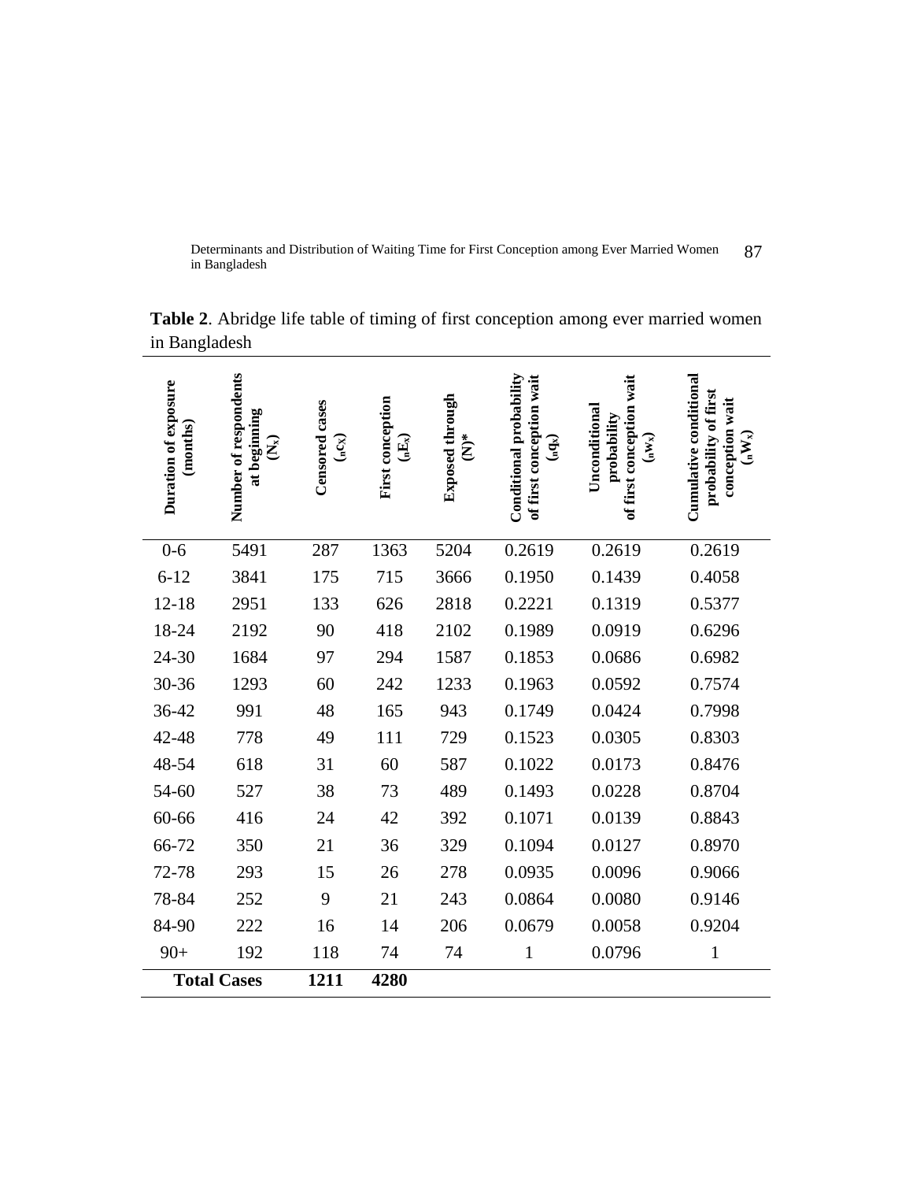**Table 2**. Abridge life table of timing of first conception among ever married women in Bangladesh

| Duration of exposure (months) | Number of respondents at beginning ($N_x$) | Censored cases ($_nc_x$) | First conception ($_nE_x$) | Exposed through (N)* | Conditional probability of first conception wait ($_nq_x$) | Unconditional probability of first conception wait ($_nw_x$) | Cumulative conditional probability of first conception wait ($_nW_x$) |
|---|---|---|---|---|---|---|---|
| 0-6 | 5491 | 287 | 1363 | 5204 | 0.2619 | 0.2619 | 0.2619 |
| 6-12 | 3841 | 175 | 715 | 3666 | 0.1950 | 0.1439 | 0.4058 |
| 12-18 | 2951 | 133 | 626 | 2818 | 0.2221 | 0.1319 | 0.5377 |
| 18-24 | 2192 | 90 | 418 | 2102 | 0.1989 | 0.0919 | 0.6296 |
| 24-30 | 1684 | 97 | 294 | 1587 | 0.1853 | 0.0686 | 0.6982 |
| 30-36 | 1293 | 60 | 242 | 1233 | 0.1963 | 0.0592 | 0.7574 |
| 36-42 | 991 | 48 | 165 | 943 | 0.1749 | 0.0424 | 0.7998 |
| 42-48 | 778 | 49 | 111 | 729 | 0.1523 | 0.0305 | 0.8303 |
| 48-54 | 618 | 31 | 60 | 587 | 0.1022 | 0.0173 | 0.8476 |
| 54-60 | 527 | 38 | 73 | 489 | 0.1493 | 0.0228 | 0.8704 |
| 60-66 | 416 | 24 | 42 | 392 | 0.1071 | 0.0139 | 0.8843 |
| 66-72 | 350 | 21 | 36 | 329 | 0.1094 | 0.0127 | 0.8970 |
| 72-78 | 293 | 15 | 26 | 278 | 0.0935 | 0.0096 | 0.9066 |
| 78-84 | 252 | 9 | 21 | 243 | 0.0864 | 0.0080 | 0.9146 |
| 84-90 | 222 | 16 | 14 | 206 | 0.0679 | 0.0058 | 0.9204 |
| 90+ | 192 | 118 | 74 | 74 | 1 | 0.0796 | 1 |
| **Total Cases** | | **1211** | **4280** | | | | |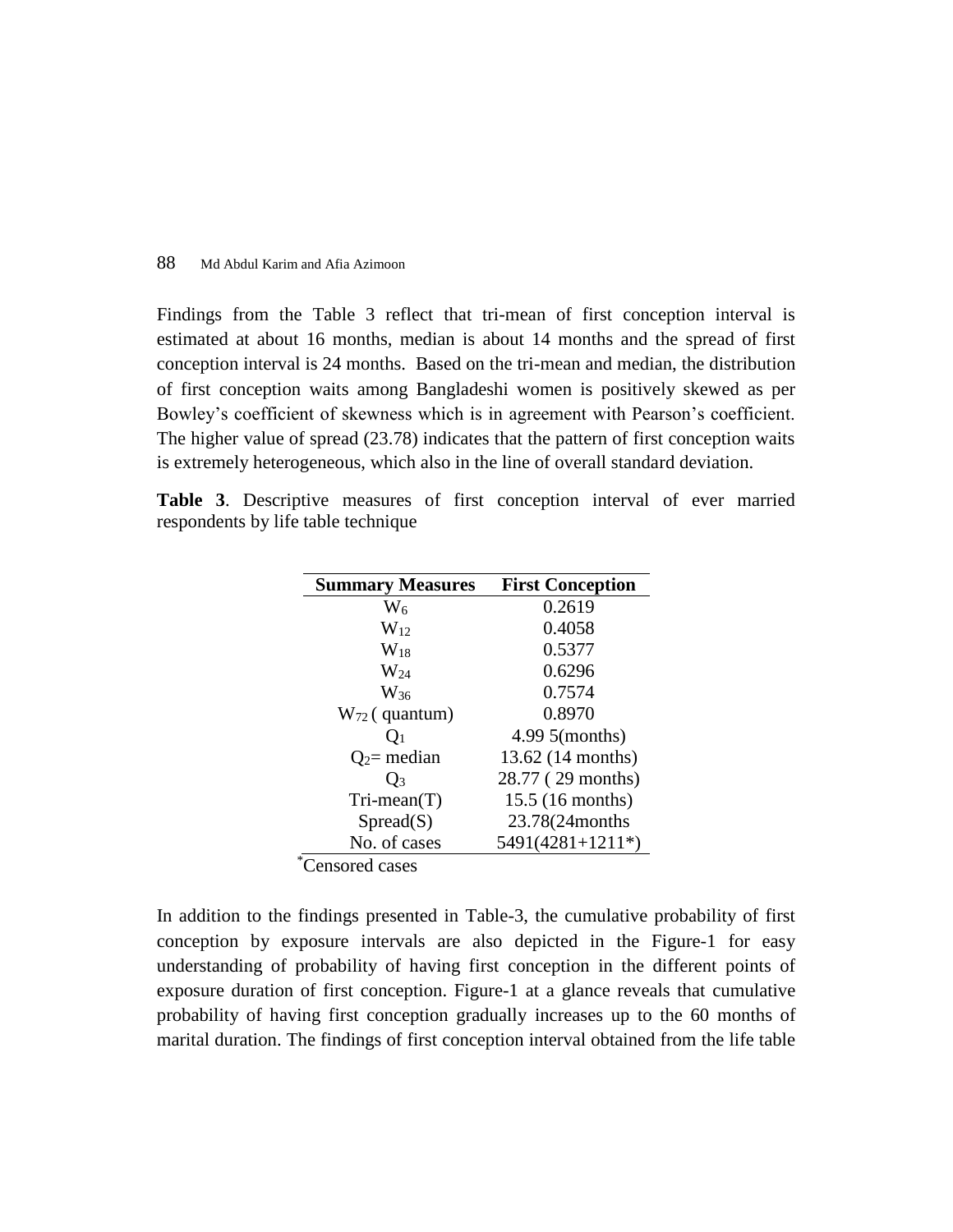Findings from the Table 3 reflect that tri-mean of first conception interval is estimated at about 16 months, median is about 14 months and the spread of first conception interval is 24 months. Based on the tri-mean and median, the distribution of first conception waits among Bangladeshi women is positively skewed as per Bowley's coefficient of skewness which is in agreement with Pearson's coefficient. The higher value of spread (23.78) indicates that the pattern of first conception waits is extremely heterogeneous, which also in the line of overall standard deviation.

**Table 3**. Descriptive measures of first conception interval of ever married respondents by life table technique

| Summary Measures | First Conception |
|---|---|
| $W_6$ | 0.2619 |
| $W_{12}$ | 0.4058 |
| $W_{18}$ | 0.5377 |
| $W_{24}$ | 0.6296 |
| $W_{36}$ | 0.7574 |
| $W_{72}$ ( quantum) | 0.8970 |
| $Q_1$ | 4.99 5(months) |
| $Q_2$= median | 13.62 (14 months) |
| $Q_3$ | 28.77 ( 29 months) |
| Tri-mean(T) | 15.5 (16 months) |
| Spread(S) | 23.78(24months |
| No. of cases | 5491(4281+1211*) |

*Censored cases

In addition to the findings presented in Table-3, the cumulative probability of first conception by exposure intervals are also depicted in the Figure-1 for easy understanding of probability of having first conception in the different points of exposure duration of first conception. Figure-1 at a glance reveals that cumulative probability of having first conception gradually increases up to the 60 months of marital duration. The findings of first conception interval obtained from the life table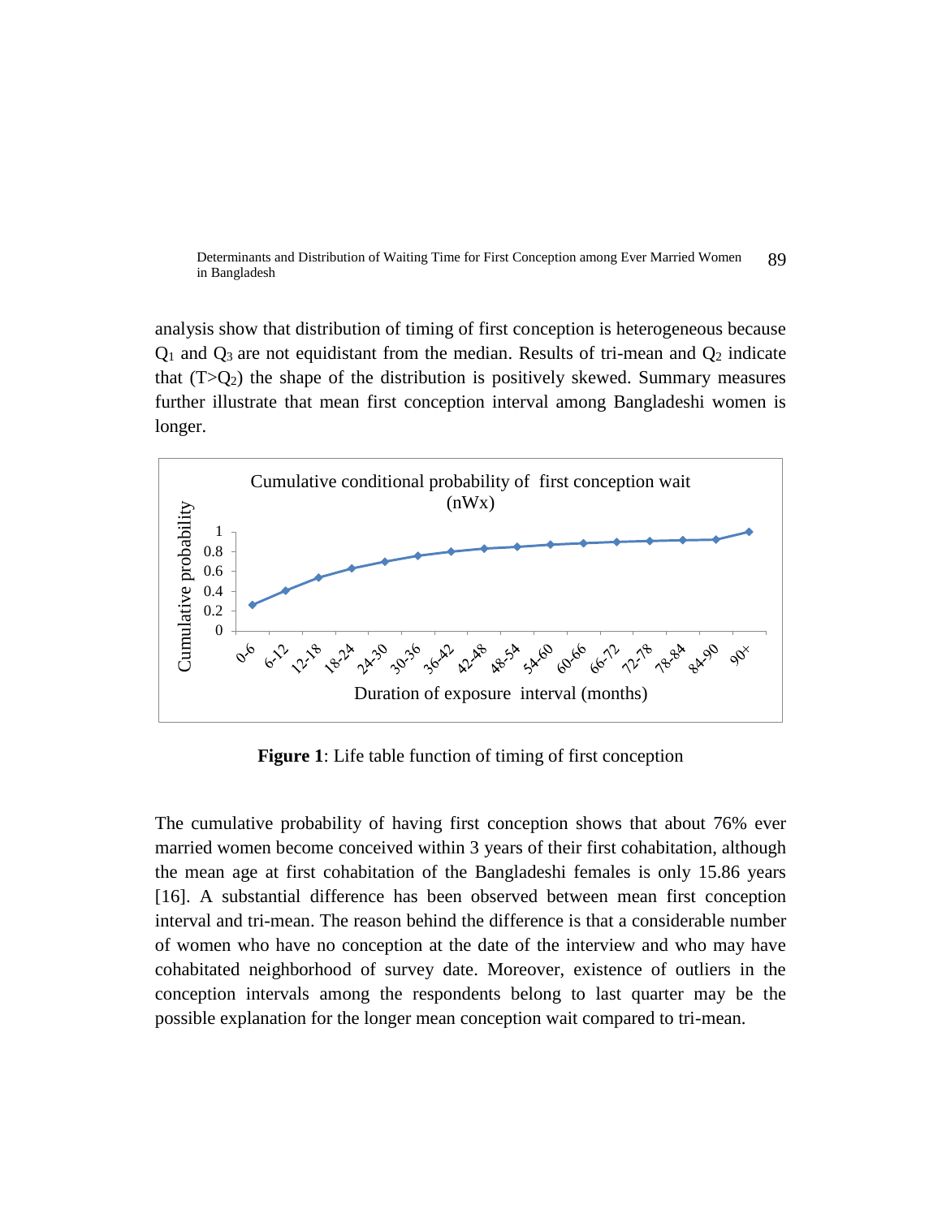analysis show that distribution of timing of first conception is heterogeneous because $Q_1$ and $Q_3$ are not equidistant from the median. Results of tri-mean and $Q_2$ indicate that ($T>Q_2$) the shape of the distribution is positively skewed. Summary measures further illustrate that mean first conception interval among Bangladeshi women is longer.

**Figure 1**: Life table function of timing of first conception

The cumulative probability of having first conception shows that about 76% ever married women become conceived within 3 years of their first cohabitation, although the mean age at first cohabitation of the Bangladeshi females is only 15.86 years [16]. A substantial difference has been observed between mean first conception interval and tri-mean. The reason behind the difference is that a considerable number of women who have no conception at the date of the interview and who may have cohabitated neighborhood of survey date. Moreover, existence of outliers in the conception intervals among the respondents belong to last quarter may be the possible explanation for the longer mean conception wait compared to tri-mean.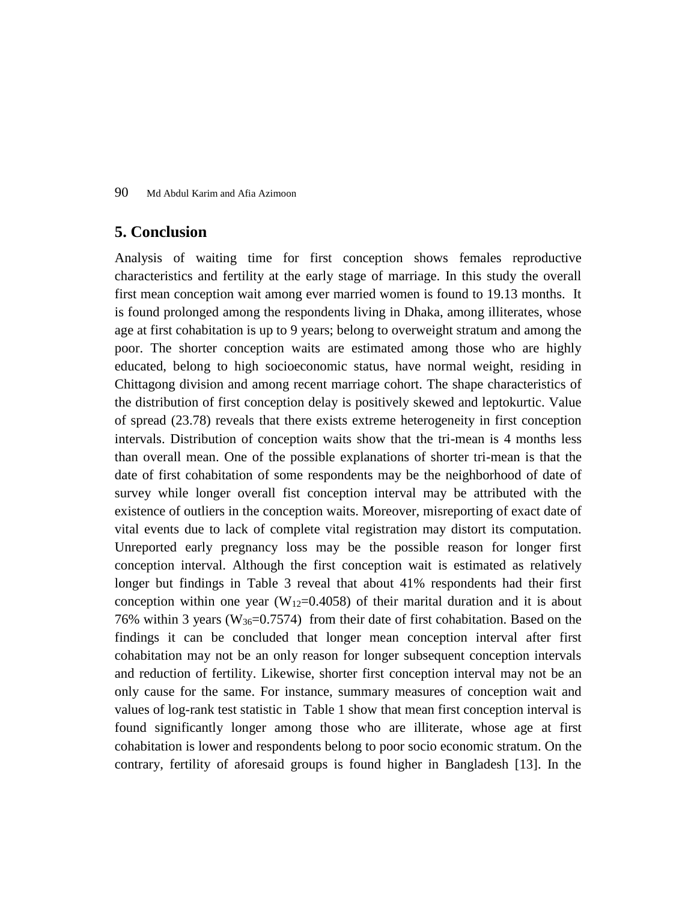## 5. Conclusion

Analysis of waiting time for first conception shows females reproductive characteristics and fertility at the early stage of marriage. In this study the overall first mean conception wait among ever married women is found to 19.13 months. It is found prolonged among the respondents living in Dhaka, among illiterates, whose age at first cohabitation is up to 9 years; belong to overweight stratum and among the poor. The shorter conception waits are estimated among those who are highly educated, belong to high socioeconomic status, have normal weight, residing in Chittagong division and among recent marriage cohort. The shape characteristics of the distribution of first conception delay is positively skewed and leptokurtic. Value of spread (23.78) reveals that there exists extreme heterogeneity in first conception intervals. Distribution of conception waits show that the tri-mean is 4 months less than overall mean. One of the possible explanations of shorter tri-mean is that the date of first cohabitation of some respondents may be the neighborhood of date of survey while longer overall fist conception interval may be attributed with the existence of outliers in the conception waits. Moreover, misreporting of exact date of vital events due to lack of complete vital registration may distort its computation. Unreported early pregnancy loss may be the possible reason for longer first conception interval. Although the first conception wait is estimated as relatively longer but findings in Table 3 reveal that about 41% respondents had their first conception within one year ($W_{12}$=0.4058) of their marital duration and it is about 76% within 3 years ($W_{36}$=0.7574) from their date of first cohabitation. Based on the findings it can be concluded that longer mean conception interval after first cohabitation may not be an only reason for longer subsequent conception intervals and reduction of fertility. Likewise, shorter first conception interval may not be an only cause for the same. For instance, summary measures of conception wait and values of log-rank test statistic in Table 1 show that mean first conception interval is found significantly longer among those who are illiterate, whose age at first cohabitation is lower and respondents belong to poor socio economic stratum. On the contrary, fertility of aforesaid groups is found higher in Bangladesh [13]. In the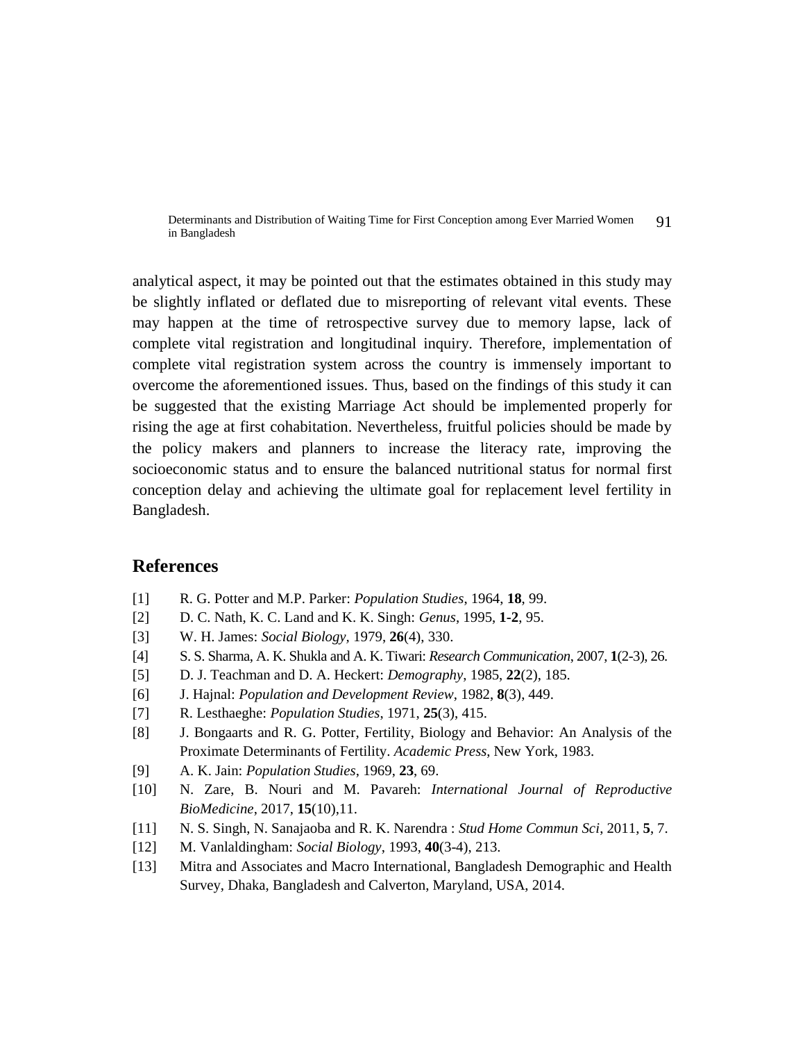analytical aspect, it may be pointed out that the estimates obtained in this study may be slightly inflated or deflated due to misreporting of relevant vital events. These may happen at the time of retrospective survey due to memory lapse, lack of complete vital registration and longitudinal inquiry. Therefore, implementation of complete vital registration system across the country is immensely important to overcome the aforementioned issues. Thus, based on the findings of this study it can be suggested that the existing Marriage Act should be implemented properly for rising the age at first cohabitation. Nevertheless, fruitful policies should be made by the policy makers and planners to increase the literacy rate, improving the socioeconomic status and to ensure the balanced nutritional status for normal first conception delay and achieving the ultimate goal for replacement level fertility in Bangladesh.

## References

[1] R. G. Potter and M.P. Parker: *Population Studies*, 1964, **18**, 99.

[2] D. C. Nath, K. C. Land and K. K. Singh: *Genus*, 1995, **1-2**, 95.

[3] W. H. James: *Social Biology*, 1979, **26**(4), 330.

[4] S. S. Sharma, A. K. Shukla and A. K. Tiwari: *Research Communication*, 2007, **1**(2-3), 26.

[5] D. J. Teachman and D. A. Heckert: *Demography*, 1985, **22**(2), 185.

[6] J. Hajnal: *Population and Development Review*, 1982, **8**(3), 449.

[7] R. Lesthaeghe: *Population Studies*, 1971, **25**(3), 415.

[8] J. Bongaarts and R. G. Potter, Fertility, Biology and Behavior: An Analysis of the Proximate Determinants of Fertility. *Academic Press*, New York, 1983.

[9] A. K. Jain: *Population Studies*, 1969, **23**, 69.

[10] N. Zare, B. Nouri and M. Pavareh: *International Journal of Reproductive BioMedicine*, 2017, **15**(10),11.

[11] N. S. Singh, N. Sanajaoba and R. K. Narendra : *Stud Home Commun Sci*, 2011, **5**, 7.

[12] M. Vanlaldingham: *Social Biology*, 1993, **40**(3-4), 213.

[13] Mitra and Associates and Macro International, Bangladesh Demographic and Health Survey, Dhaka, Bangladesh and Calverton, Maryland, USA, 2014.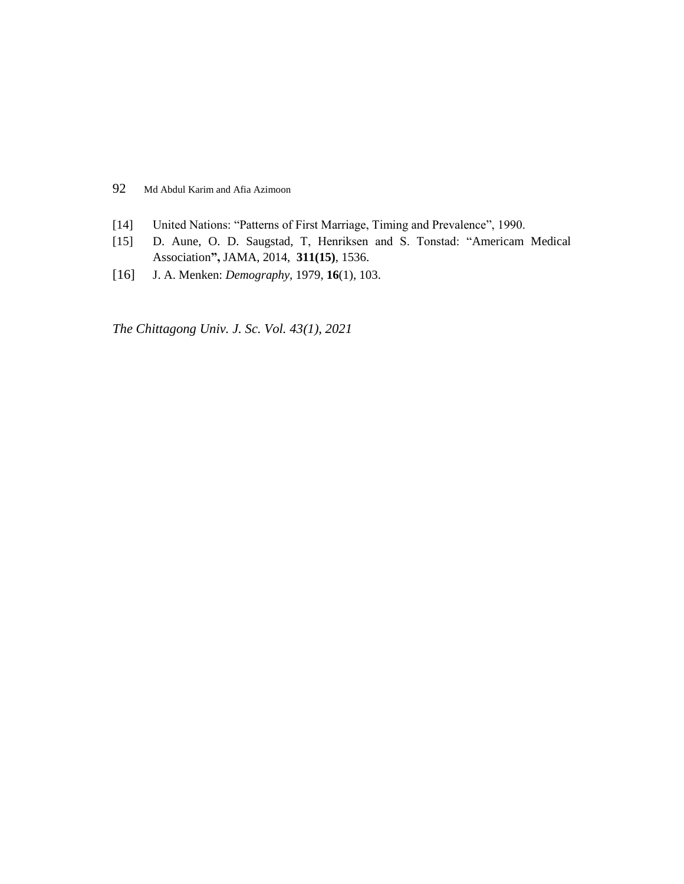[14] United Nations: "Patterns of First Marriage, Timing and Prevalence", 1990.

[15] D. Aune, O. D. Saugstad, T, Henriksen and S. Tonstad: "Americam Medical Association**",** JAMA, 2014, **311(15)**, 1536.

[16] J. A. Menken: *Demography*, 1979, **16**(1), 103.